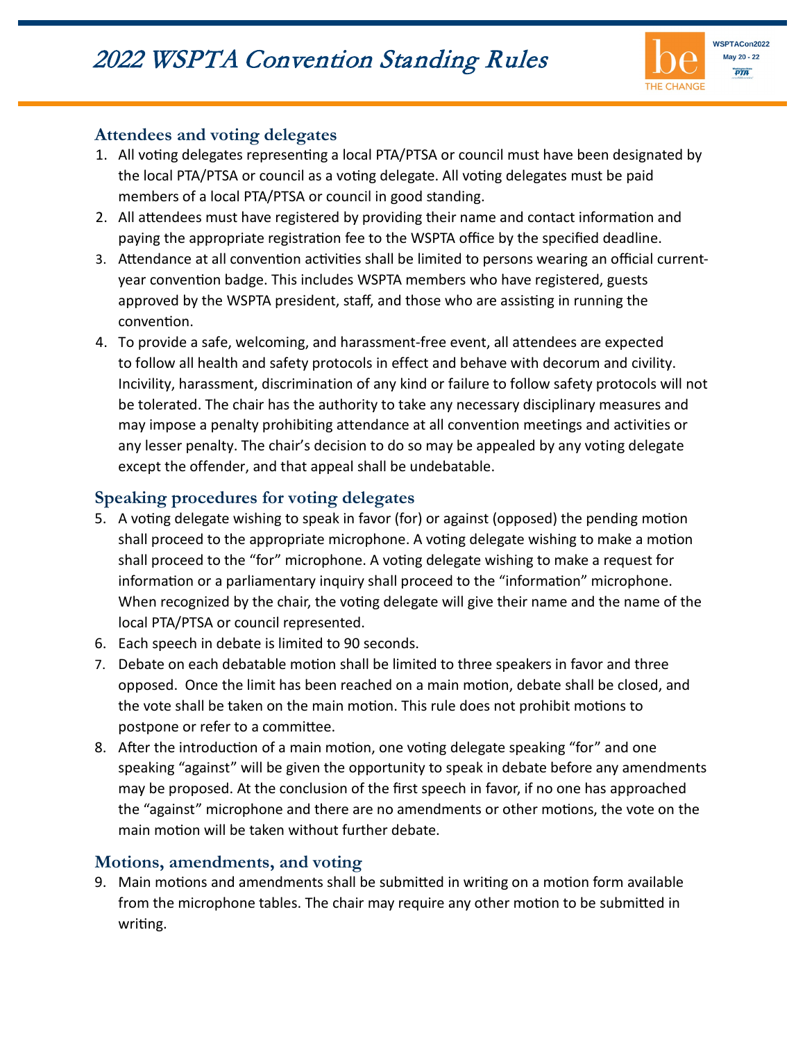# 2022 WSPTA Convention Standing Rules

## Attendees and voting delegates

1. All voting delegates representing a local PTA/PTSA or council must have been designated by the local PTA/PTSA or council as a voting delegate. All voting delegates must be paid members of a local PTA/PTSA or council in good standing.
2. All attendees must have registered by providing their name and contact information and paying the appropriate registration fee to the WSPTA office by the specified deadline.
3. Attendance at all convention activities shall be limited to persons wearing an official current-year convention badge. This includes WSPTA members who have registered, guests approved by the WSPTA president, staff, and those who are assisting in running the convention.
4. To provide a safe, welcoming, and harassment-free event, all attendees are expected to follow all health and safety protocols in effect and behave with decorum and civility. Incivility, harassment, discrimination of any kind or failure to follow safety protocols will not be tolerated. The chair has the authority to take any necessary disciplinary measures and may impose a penalty prohibiting attendance at all convention meetings and activities or any lesser penalty. The chair's decision to do so may be appealed by any voting delegate except the offender, and that appeal shall be undebatable.

## Speaking procedures for voting delegates

5. A voting delegate wishing to speak in favor (for) or against (opposed) the pending motion shall proceed to the appropriate microphone. A voting delegate wishing to make a motion shall proceed to the "for" microphone. A voting delegate wishing to make a request for information or a parliamentary inquiry shall proceed to the "information" microphone. When recognized by the chair, the voting delegate will give their name and the name of the local PTA/PTSA or council represented.
6. Each speech in debate is limited to 90 seconds.
7. Debate on each debatable motion shall be limited to three speakers in favor and three opposed. Once the limit has been reached on a main motion, debate shall be closed, and the vote shall be taken on the main motion. This rule does not prohibit motions to postpone or refer to a committee.
8. After the introduction of a main motion, one voting delegate speaking "for" and one speaking "against" will be given the opportunity to speak in debate before any amendments may be proposed. At the conclusion of the first speech in favor, if no one has approached the "against" microphone and there are no amendments or other motions, the vote on the main motion will be taken without further debate.

## Motions, amendments, and voting

9. Main motions and amendments shall be submitted in writing on a motion form available from the microphone tables. The chair may require any other motion to be submitted in writing.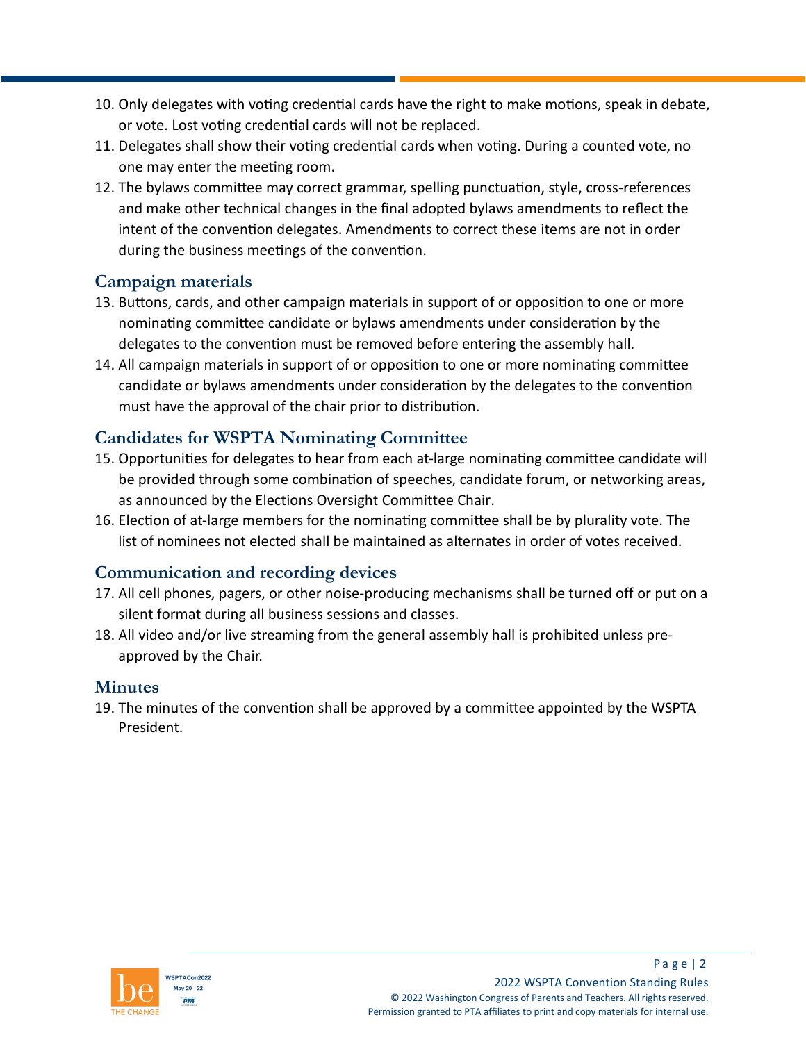10. Only delegates with voting credential cards have the right to make motions, speak in debate, or vote. Lost voting credential cards will not be replaced.
11. Delegates shall show their voting credential cards when voting. During a counted vote, no one may enter the meeting room.
12. The bylaws committee may correct grammar, spelling punctuation, style, cross-references and make other technical changes in the final adopted bylaws amendments to reflect the intent of the convention delegates. Amendments to correct these items are not in order during the business meetings of the convention.

## Campaign materials

13. Buttons, cards, and other campaign materials in support of or opposition to one or more nominating committee candidate or bylaws amendments under consideration by the delegates to the convention must be removed before entering the assembly hall.
14. All campaign materials in support of or opposition to one or more nominating committee candidate or bylaws amendments under consideration by the delegates to the convention must have the approval of the chair prior to distribution.

## Candidates for WSPTA Nominating Committee

15. Opportunities for delegates to hear from each at-large nominating committee candidate will be provided through some combination of speeches, candidate forum, or networking areas, as announced by the Elections Oversight Committee Chair.
16. Election of at-large members for the nominating committee shall be by plurality vote. The list of nominees not elected shall be maintained as alternates in order of votes received.

## Communication and recording devices

17. All cell phones, pagers, or other noise-producing mechanisms shall be turned off or put on a silent format during all business sessions and classes.
18. All video and/or live streaming from the general assembly hall is prohibited unless pre-approved by the Chair.

## Minutes

19. The minutes of the convention shall be approved by a committee appointed by the WSPTA President.